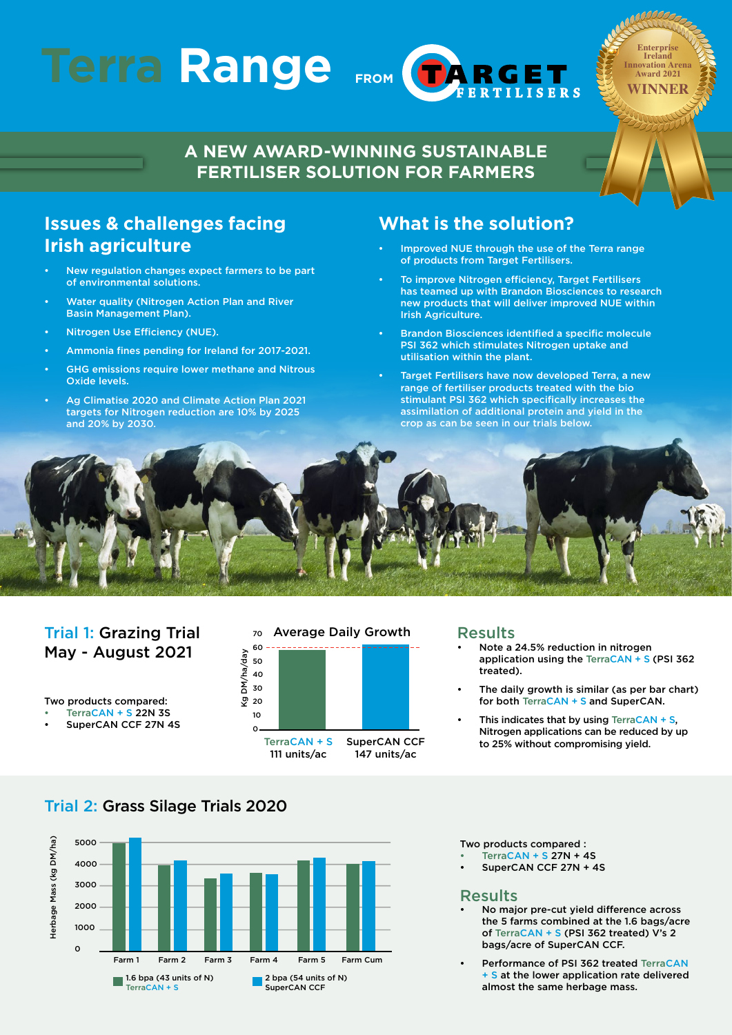# Terra Range FROM TARGET FERTILISERS

Enterprise Ireland Innovation Arena Award 2021 WINNER

## A NEW AWARD-WINNING SUSTAINABLE FERTILISER SOLUTION FOR FARMERS

## Issues & challenges facing Irish agriculture

- New regulation changes expect farmers to be part of environmental solutions.
- Water quality (Nitrogen Action Plan and River Basin Management Plan).
- Nitrogen Use Efficiency (NUE).
- Ammonia fines pending for Ireland for 2017-2021.
- GHG emissions require lower methane and Nitrous Oxide levels.
- Ag Climatise 2020 and Climate Action Plan 2021 targets for Nitrogen reduction are 10% by 2025 and 20% by 2030.

## What is the solution?

- Improved NUE through the use of the Terra range of products from Target Fertilisers.
- To improve Nitrogen efficiency, Target Fertilisers has teamed up with Brandon Biosciences to research new products that will deliver improved NUE within Irish Agriculture.
- Brandon Biosciences identified a specific molecule PSI 362 which stimulates Nitrogen uptake and utilisation within the plant.
- Target Fertilisers have now developed Terra, a new range of fertiliser products treated with the bio stimulant PSI 362 which specifically increases the assimilation of additional protein and yield in the crop as can be seen in our trials below.

## Trial 1: Grazing Trial May - August 2021

Two products compared:

- TerraCAN + S 22N 3S
- SuperCAN CCF 27N 4S

**Average Daily Growth** (Kg DM/ha/day)

| Product | Average Daily Growth (Kg DM/ha/day) |
|---|---|
| TerraCAN + S 111 units/ac | ~60 |
| SuperCAN CCF 147 units/ac | ~61 |

### Results

- Note a 24.5% reduction in nitrogen application using the TerraCAN + S (PSI 362 treated).
- The daily growth is similar (as per bar chart) for both TerraCAN + S and SuperCAN.
- This indicates that by using TerraCAN + S, Nitrogen applications can be reduced by up to 25% without compromising yield.

## Trial 2: Grass Silage Trials 2020

Herbage Mass (kg DM/ha)

| | Farm 1 | Farm 2 | Farm 3 | Farm 4 | Farm 5 | Farm Cum |
|---|---|---|---|---|---|---|
| 1.6 bpa (43 units of N) TerraCAN + S | ~5000 | ~4000 | ~3400 | ~3650 | ~4200 | ~4050 |
| 2 bpa (54 units of N) SuperCAN CCF | ~5300 | ~4200 | ~3600 | ~3550 | ~4350 | ~4200 |

Two products compared :

- TerraCAN + S 27N + 4S
- SuperCAN CCF 27N + 4S

### Results

- No major pre-cut yield difference across the 5 farms combined at the 1.6 bags/acre of TerraCAN + S (PSI 362 treated) V's 2 bags/acre of SuperCAN CCF.
- Performance of PSI 362 treated TerraCAN + S at the lower application rate delivered almost the same herbage mass.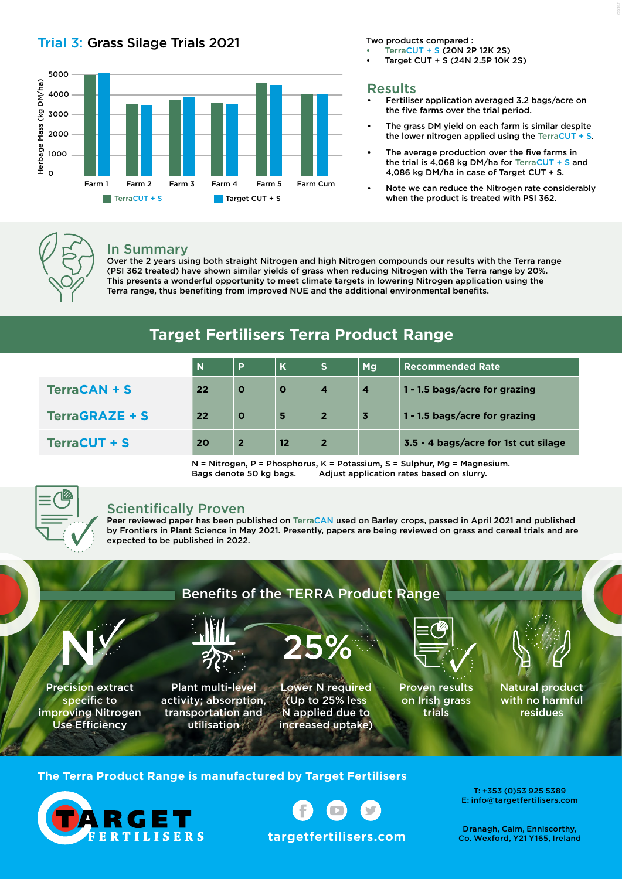## Trial 3: Grass Silage Trials 2021

Herbage Mass (kg DM/ha)

5000
4000
3000
2000
1000
0

Farm 1 Farm 2 Farm 3 Farm 4 Farm 5 Farm Cum

TerraCUT + S
Target CUT + S

Two products compared :

- TerraCUT + S (20N 2P 12K 2S)
- Target CUT + S (24N 2.5P 10K 2S)

## Results

- Fertiliser application averaged 3.2 bags/acre on the five farms over the trial period.
- The grass DM yield on each farm is similar despite the lower nitrogen applied using the TerraCUT + S.
- The average production over the five farms in the trial is 4,068 kg DM/ha for TerraCUT + S and 4,086 kg DM/ha in case of Target CUT + S.
- Note we can reduce the Nitrogen rate considerably when the product is treated with PSI 362.

## In Summary

Over the 2 years using both straight Nitrogen and high Nitrogen compounds our results with the Terra range (PSI 362 treated) have shown similar yields of grass when reducing Nitrogen with the Terra range by 20%. This presents a wonderful opportunity to meet climate targets in lowering Nitrogen application using the Terra range, thus benefiting from improved NUE and the additional environmental benefits.

## Target Fertilisers Terra Product Range

| | N | P | K | S | Mg | Recommended Rate |
|---|---|---|---|---|---|---|
| TerraCAN + S | 22 | 0 | 0 | 4 | 4 | 1 - 1.5 bags/acre for grazing |
| TerraGRAZE + S | 22 | 0 | 5 | 2 | 3 | 1 - 1.5 bags/acre for grazing |
| TerraCUT + S | 20 | 2 | 12 | 2 | | 3.5 - 4 bags/acre for 1st cut silage |

N = Nitrogen, P = Phosphorus, K = Potassium, S = Sulphur, Mg = Magnesium.
Bags denote 50 kg bags. Adjust application rates based on slurry.

## Scientifically Proven

Peer reviewed paper has been published on TerraCAN used on Barley crops, passed in April 2021 and published by Frontiers in Plant Science in May 2021. Presently, papers are being reviewed on grass and cereal trials and are expected to be published in 2022.

## Benefits of the TERRA Product Range

- Precision extract specific to improving Nitrogen Use Efficiency
- Plant multi-level activity; absorption, transportation and utilisation
- 25% Lower N required (Up to 25% less N applied due to increased uptake)
- Proven results on Irish grass trials
- Natural product with no harmful residues

**The Terra Product Range is manufactured by Target Fertilisers**

TARGET FERTILISERS

targetfertilisers.com

T: +353 (0)53 925 5389
E: info@targetfertilisers.com

Dranagh, Caim, Enniscorthy,
Co. Wexford, Y21 Y165, Ireland